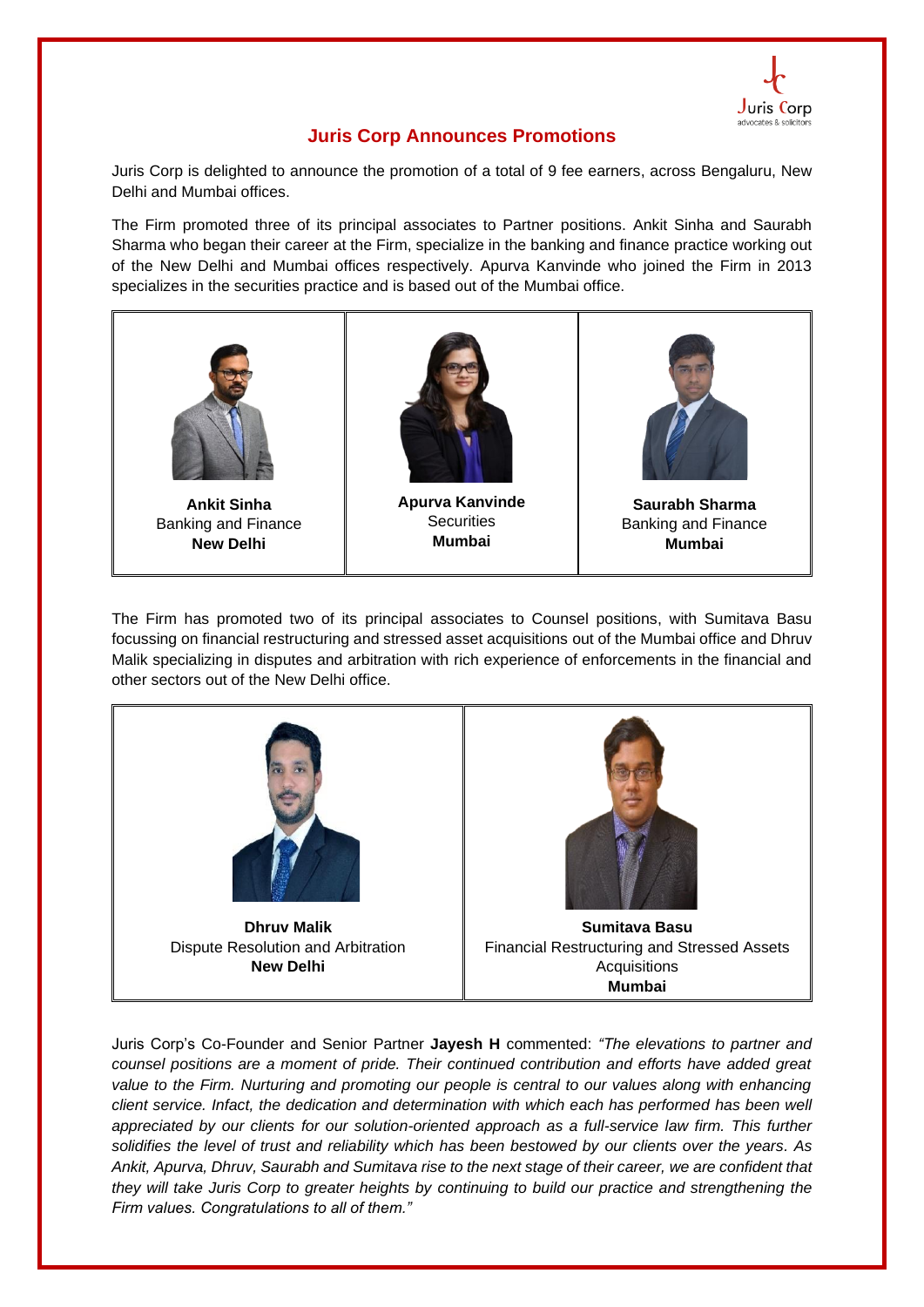## Juris Corp Announces Promotions

Juris Corp is delighted to announce the promotion of a total of 9 fee earners, across Bengaluru, New Delhi and Mumbai offices.

The Firm promoted three of its principal associates to Partner positions. Ankit Sinha and Saurabh Sharma who began their career at the Firm, specialize in the banking and finance practice working out of the New Delhi and Mumbai offices respectively. Apurva Kanvinde who joined the Firm in 2013 specializes in the securities practice and is based out of the Mumbai office.

| | | |
|---|---|---|
| **Ankit Sinha**<br>Banking and Finance<br>**New Delhi** | **Apurva Kanvinde**<br>Securities<br>**Mumbai** | **Saurabh Sharma**<br>Banking and Finance<br>**Mumbai** |

The Firm has promoted two of its principal associates to Counsel positions, with Sumitava Basu focussing on financial restructuring and stressed asset acquisitions out of the Mumbai office and Dhruv Malik specializing in disputes and arbitration with rich experience of enforcements in the financial and other sectors out of the New Delhi office.

| | |
|---|---|
| **Dhruv Malik**<br>Dispute Resolution and Arbitration<br>**New Delhi** | **Sumitava Basu**<br>Financial Restructuring and Stressed Assets Acquisitions<br>**Mumbai** |

Juris Corp's Co-Founder and Senior Partner **Jayesh H** commented: *"The elevations to partner and counsel positions are a moment of pride. Their continued contribution and efforts have added great value to the Firm. Nurturing and promoting our people is central to our values along with enhancing client service. Infact, the dedication and determination with which each has performed has been well appreciated by our clients for our solution-oriented approach as a full-service law firm. This further solidifies the level of trust and reliability which has been bestowed by our clients over the years. As Ankit, Apurva, Dhruv, Saurabh and Sumitava rise to the next stage of their career, we are confident that they will take Juris Corp to greater heights by continuing to build our practice and strengthening the Firm values. Congratulations to all of them."*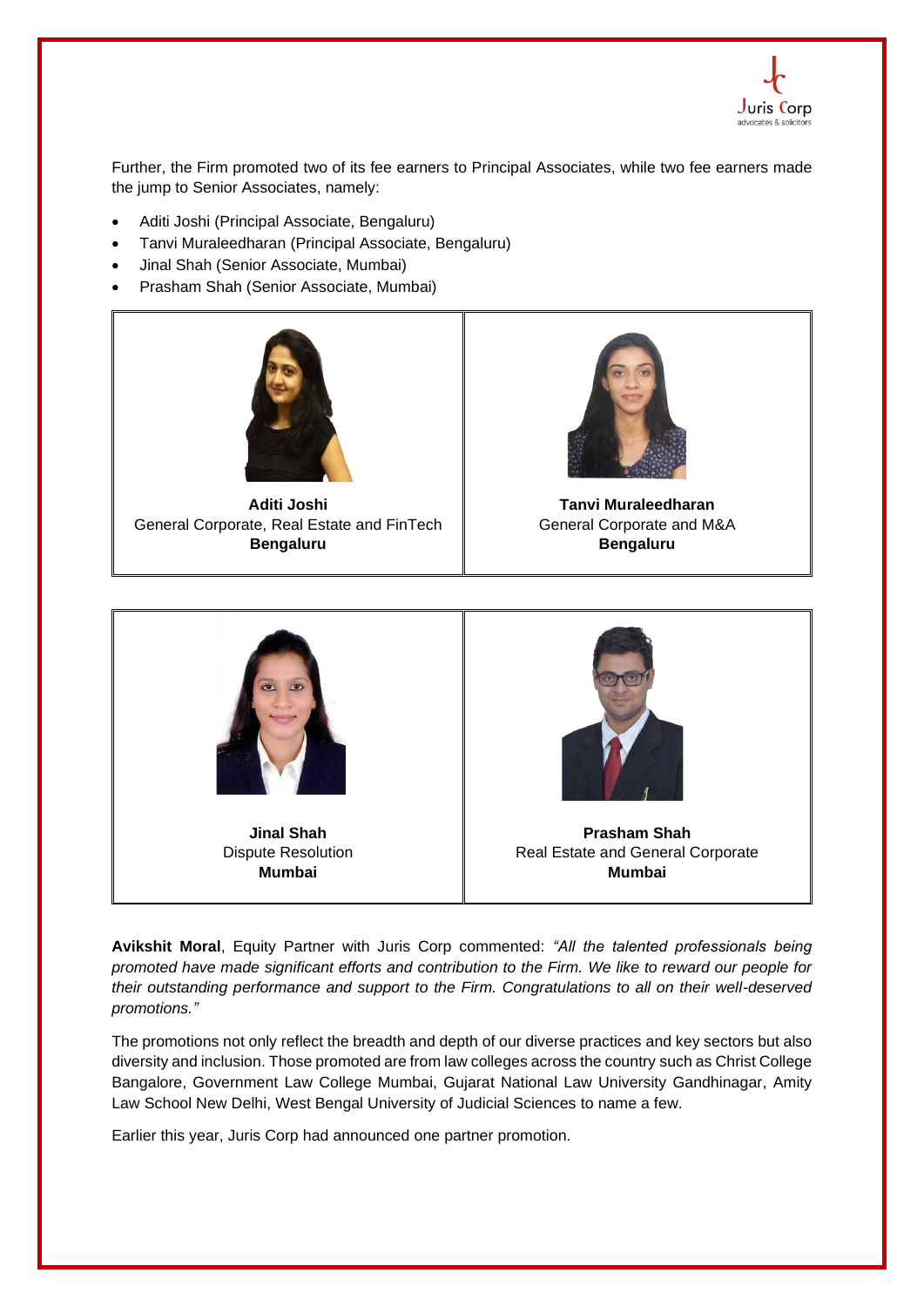Further, the Firm promoted two of its fee earners to Principal Associates, while two fee earners made the jump to Senior Associates, namely:

- Aditi Joshi (Principal Associate, Bengaluru)
- Tanvi Muraleedharan (Principal Associate, Bengaluru)
- Jinal Shah (Senior Associate, Mumbai)
- Prasham Shah (Senior Associate, Mumbai)

| | |
|---|---|
| **Aditi Joshi**<br>General Corporate, Real Estate and FinTech<br>**Bengaluru** | **Tanvi Muraleedharan**<br>General Corporate and M&A<br>**Bengaluru** |

| | |
|---|---|
| **Jinal Shah**<br>Dispute Resolution<br>**Mumbai** | **Prasham Shah**<br>Real Estate and General Corporate<br>**Mumbai** |

**Avikshit Moral**, Equity Partner with Juris Corp commented: *"All the talented professionals being promoted have made significant efforts and contribution to the Firm. We like to reward our people for their outstanding performance and support to the Firm. Congratulations to all on their well-deserved promotions."*

The promotions not only reflect the breadth and depth of our diverse practices and key sectors but also diversity and inclusion. Those promoted are from law colleges across the country such as Christ College Bangalore, Government Law College Mumbai, Gujarat National Law University Gandhinagar, Amity Law School New Delhi, West Bengal University of Judicial Sciences to name a few.

Earlier this year, Juris Corp had announced one partner promotion.